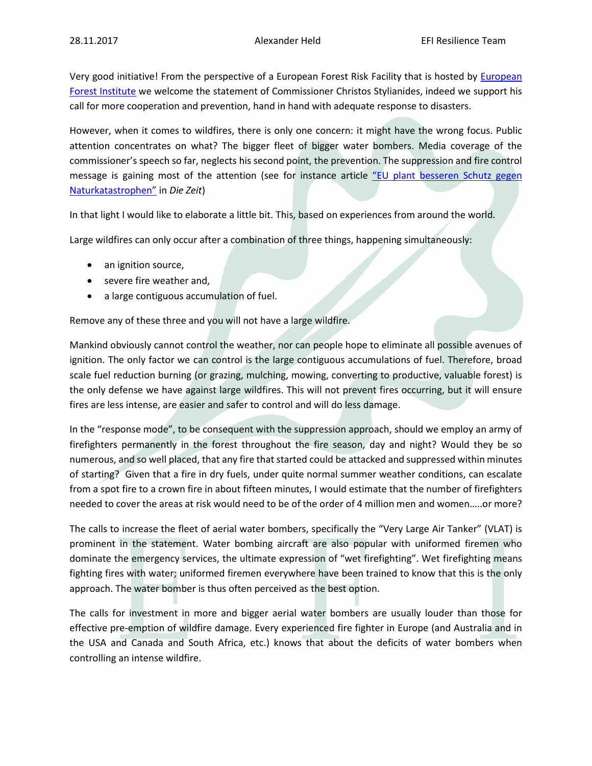28.11.2017 Alexander Held EFI Resilience Team

Very good initiative! From the perspective of a European Forest Risk Facility that is hosted by [European Forest Institute](#) we welcome the statement of Commissioner Christos Stylianides, indeed we support his call for more cooperation and prevention, hand in hand with adequate response to disasters.

However, when it comes to wildfires, there is only one concern: it might have the wrong focus. Public attention concentrates on what? The bigger fleet of bigger water bombers. Media coverage of the commissioner's speech so far, neglects his second point, the prevention. The suppression and fire control message is gaining most of the attention (see for instance article ["EU plant besseren Schutz gegen Naturkatastrophen"](#) in *Die Zeit*)

In that light I would like to elaborate a little bit. This, based on experiences from around the world.

Large wildfires can only occur after a combination of three things, happening simultaneously:

- an ignition source,
- severe fire weather and,
- a large contiguous accumulation of fuel.

Remove any of these three and you will not have a large wildfire.

Mankind obviously cannot control the weather, nor can people hope to eliminate all possible avenues of ignition. The only factor we can control is the large contiguous accumulations of fuel. Therefore, broad scale fuel reduction burning (or grazing, mulching, mowing, converting to productive, valuable forest) is the only defense we have against large wildfires. This will not prevent fires occurring, but it will ensure fires are less intense, are easier and safer to control and will do less damage.

In the "response mode", to be consequent with the suppression approach, should we employ an army of firefighters permanently in the forest throughout the fire season, day and night? Would they be so numerous, and so well placed, that any fire that started could be attacked and suppressed within minutes of starting? Given that a fire in dry fuels, under quite normal summer weather conditions, can escalate from a spot fire to a crown fire in about fifteen minutes, I would estimate that the number of firefighters needed to cover the areas at risk would need to be of the order of 4 million men and women…..or more?

The calls to increase the fleet of aerial water bombers, specifically the "Very Large Air Tanker" (VLAT) is prominent in the statement. Water bombing aircraft are also popular with uniformed firemen who dominate the emergency services, the ultimate expression of "wet firefighting". Wet firefighting means fighting fires with water; uniformed firemen everywhere have been trained to know that this is the only approach. The water bomber is thus often perceived as the best option.

The calls for investment in more and bigger aerial water bombers are usually louder than those for effective pre-emption of wildfire damage. Every experienced fire fighter in Europe (and Australia and in the USA and Canada and South Africa, etc.) knows that about the deficits of water bombers when controlling an intense wildfire.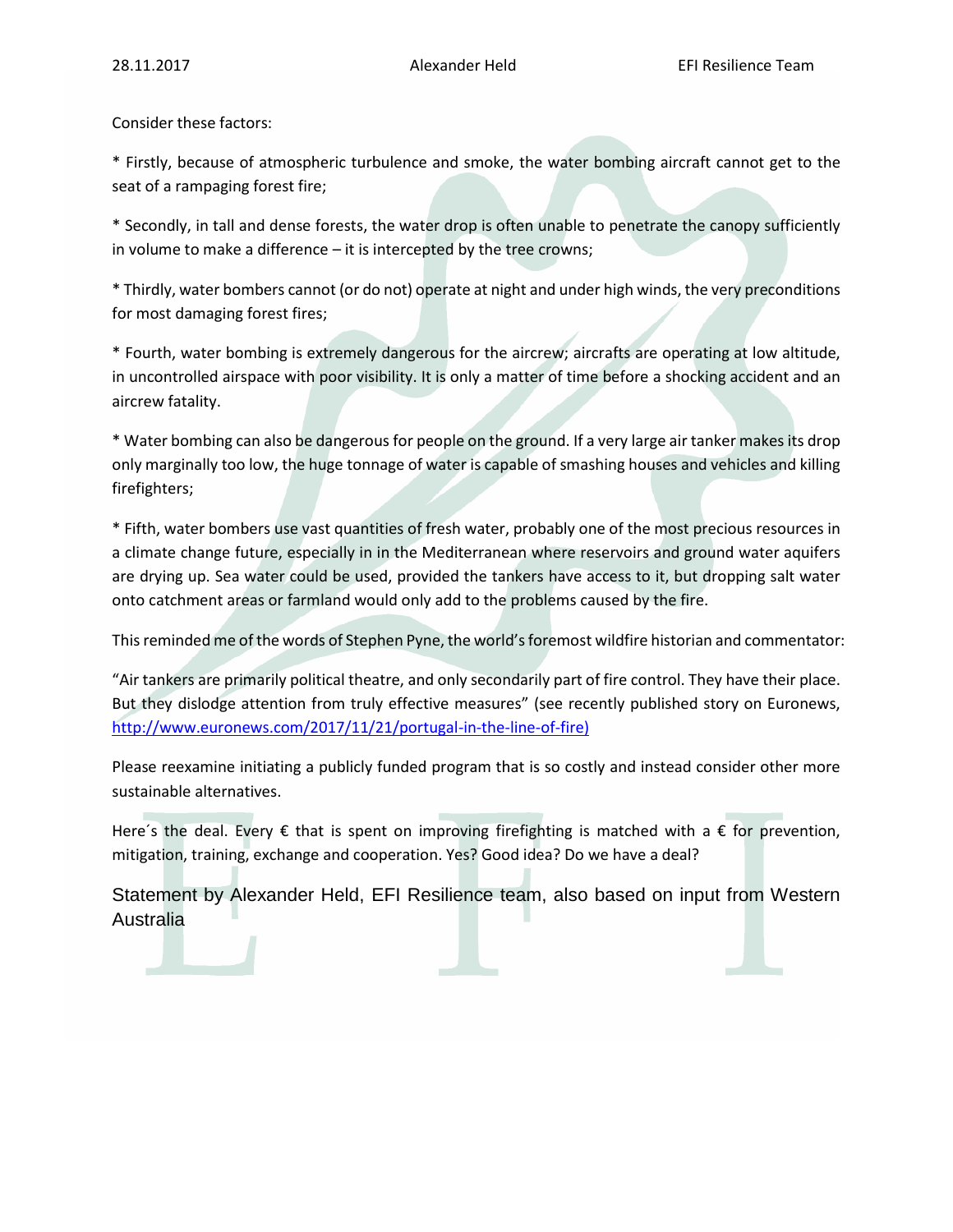Consider these factors:

* Firstly, because of atmospheric turbulence and smoke, the water bombing aircraft cannot get to the seat of a rampaging forest fire;

* Secondly, in tall and dense forests, the water drop is often unable to penetrate the canopy sufficiently in volume to make a difference – it is intercepted by the tree crowns;

* Thirdly, water bombers cannot (or do not) operate at night and under high winds, the very preconditions for most damaging forest fires;

* Fourth, water bombing is extremely dangerous for the aircrew; aircrafts are operating at low altitude, in uncontrolled airspace with poor visibility. It is only a matter of time before a shocking accident and an aircrew fatality.

* Water bombing can also be dangerous for people on the ground. If a very large air tanker makes its drop only marginally too low, the huge tonnage of water is capable of smashing houses and vehicles and killing firefighters;

* Fifth, water bombers use vast quantities of fresh water, probably one of the most precious resources in a climate change future, especially in in the Mediterranean where reservoirs and ground water aquifers are drying up. Sea water could be used, provided the tankers have access to it, but dropping salt water onto catchment areas or farmland would only add to the problems caused by the fire.

This reminded me of the words of Stephen Pyne, the world's foremost wildfire historian and commentator:

"Air tankers are primarily political theatre, and only secondarily part of fire control. They have their place. But they dislodge attention from truly effective measures" (see recently published story on Euronews, http://www.euronews.com/2017/11/21/portugal-in-the-line-of-fire)

Please reexamine initiating a publicly funded program that is so costly and instead consider other more sustainable alternatives.

Here´s the deal. Every € that is spent on improving firefighting is matched with a € for prevention, mitigation, training, exchange and cooperation. Yes? Good idea? Do we have a deal?

Statement by Alexander Held, EFI Resilience team, also based on input from Western Australia